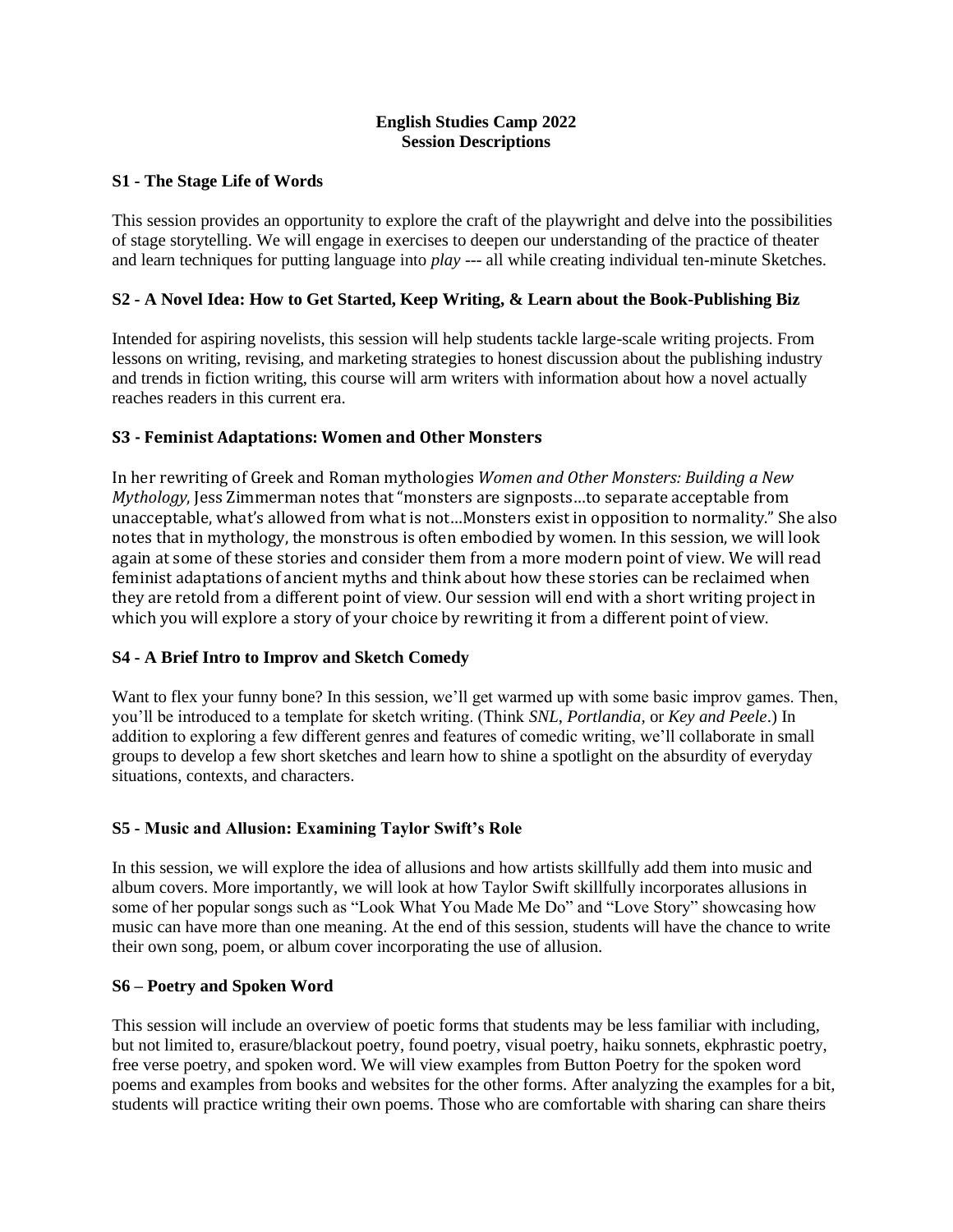**English Studies Camp 2022**
**Session Descriptions**

### S1 - The Stage Life of Words

This session provides an opportunity to explore the craft of the playwright and delve into the possibilities of stage storytelling. We will engage in exercises to deepen our understanding of the practice of theater and learn techniques for putting language into *play* --- all while creating individual ten-minute Sketches.

### S2 - A Novel Idea: How to Get Started, Keep Writing, & Learn about the Book-Publishing Biz

Intended for aspiring novelists, this session will help students tackle large-scale writing projects. From lessons on writing, revising, and marketing strategies to honest discussion about the publishing industry and trends in fiction writing, this course will arm writers with information about how a novel actually reaches readers in this current era.

### S3 - Feminist Adaptations: Women and Other Monsters

In her rewriting of Greek and Roman mythologies *Women and Other Monsters: Building a New Mythology,* Jess Zimmerman notes that "monsters are signposts…to separate acceptable from unacceptable, what's allowed from what is not…Monsters exist in opposition to normality." She also notes that in mythology, the monstrous is often embodied by women. In this session, we will look again at some of these stories and consider them from a more modern point of view. We will read feminist adaptations of ancient myths and think about how these stories can be reclaimed when they are retold from a different point of view. Our session will end with a short writing project in which you will explore a story of your choice by rewriting it from a different point of view.

### S4 - A Brief Intro to Improv and Sketch Comedy

Want to flex your funny bone? In this session, we'll get warmed up with some basic improv games. Then, you'll be introduced to a template for sketch writing. (Think *SNL*, *Portlandia*, or *Key and Peele*.) In addition to exploring a few different genres and features of comedic writing, we'll collaborate in small groups to develop a few short sketches and learn how to shine a spotlight on the absurdity of everyday situations, contexts, and characters.

### S5 - Music and Allusion: Examining Taylor Swift's Role

In this session, we will explore the idea of allusions and how artists skillfully add them into music and album covers. More importantly, we will look at how Taylor Swift skillfully incorporates allusions in some of her popular songs such as "Look What You Made Me Do" and "Love Story" showcasing how music can have more than one meaning. At the end of this session, students will have the chance to write their own song, poem, or album cover incorporating the use of allusion.

### S6 – Poetry and Spoken Word

This session will include an overview of poetic forms that students may be less familiar with including, but not limited to, erasure/blackout poetry, found poetry, visual poetry, haiku sonnets, ekphrastic poetry, free verse poetry, and spoken word. We will view examples from Button Poetry for the spoken word poems and examples from books and websites for the other forms. After analyzing the examples for a bit, students will practice writing their own poems. Those who are comfortable with sharing can share theirs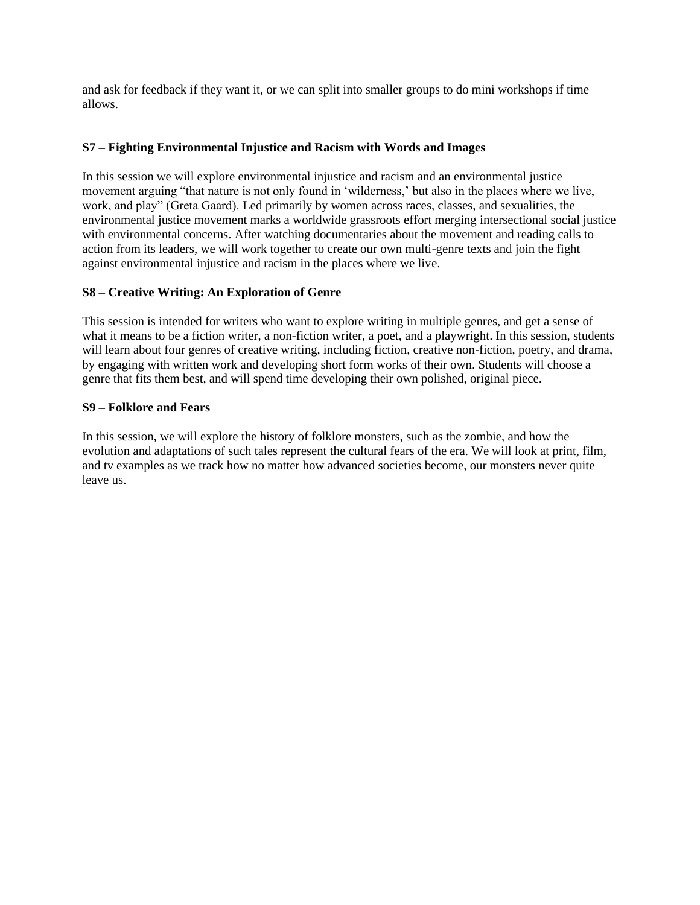and ask for feedback if they want it, or we can split into smaller groups to do mini workshops if time allows.

**S7 – Fighting Environmental Injustice and Racism with Words and Images**

In this session we will explore environmental injustice and racism and an environmental justice movement arguing "that nature is not only found in 'wilderness,' but also in the places where we live, work, and play" (Greta Gaard). Led primarily by women across races, classes, and sexualities, the environmental justice movement marks a worldwide grassroots effort merging intersectional social justice with environmental concerns. After watching documentaries about the movement and reading calls to action from its leaders, we will work together to create our own multi-genre texts and join the fight against environmental injustice and racism in the places where we live.

**S8 – Creative Writing: An Exploration of Genre**

This session is intended for writers who want to explore writing in multiple genres, and get a sense of what it means to be a fiction writer, a non-fiction writer, a poet, and a playwright. In this session, students will learn about four genres of creative writing, including fiction, creative non-fiction, poetry, and drama, by engaging with written work and developing short form works of their own. Students will choose a genre that fits them best, and will spend time developing their own polished, original piece.

**S9 – Folklore and Fears**

In this session, we will explore the history of folklore monsters, such as the zombie, and how the evolution and adaptations of such tales represent the cultural fears of the era. We will look at print, film, and tv examples as we track how no matter how advanced societies become, our monsters never quite leave us.